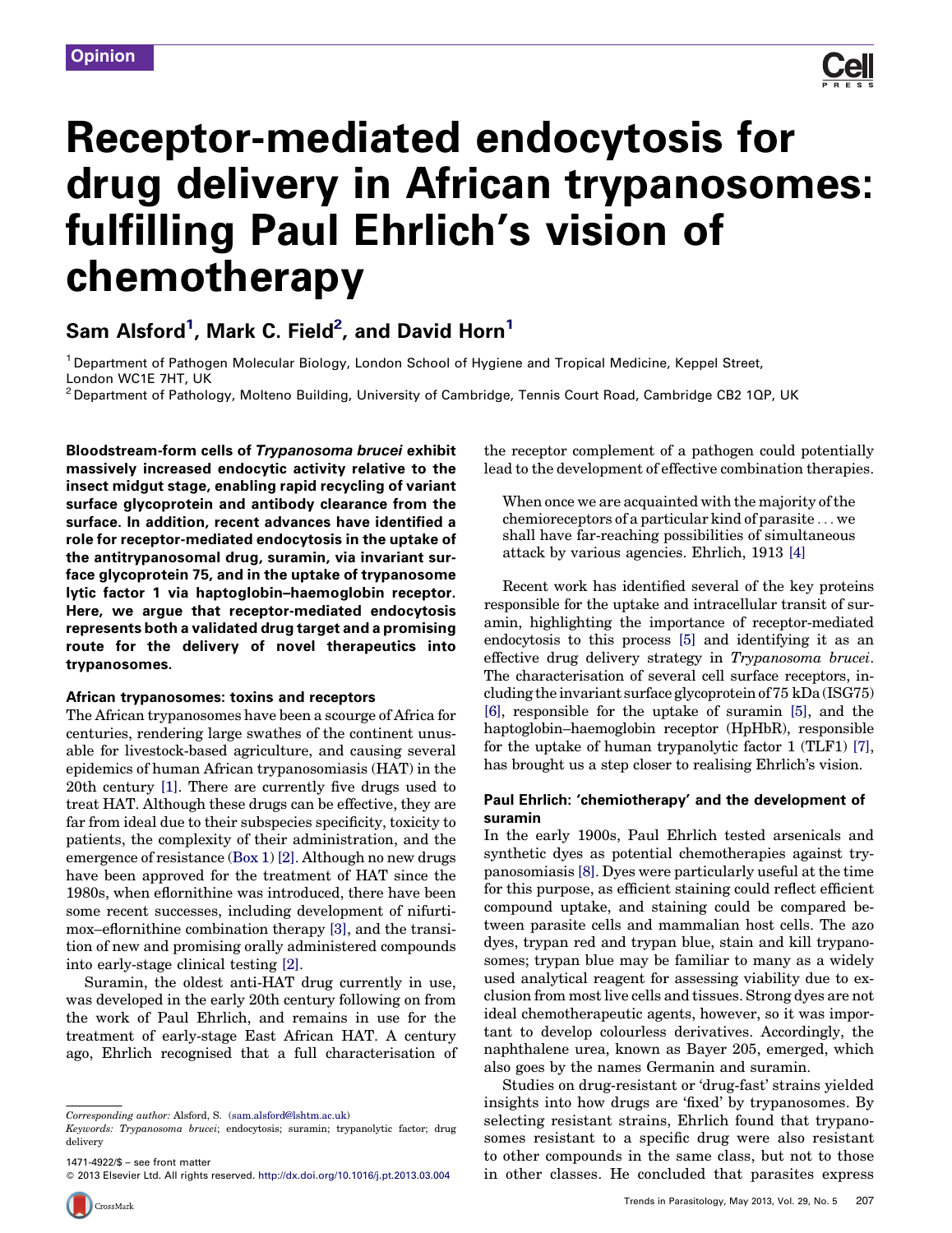Opinion

# Receptor-mediated endocytosis for drug delivery in African trypanosomes: fulfilling Paul Ehrlich's vision of chemotherapy

**Sam Alsford[1], Mark C. Field[2], and David Horn[1]**

[1] Department of Pathogen Molecular Biology, London School of Hygiene and Tropical Medicine, Keppel Street, London WC1E 7HT, UK

[2] Department of Pathology, Molteno Building, University of Cambridge, Tennis Court Road, Cambridge CB2 1QP, UK

**Bloodstream-form cells of *Trypanosoma brucei* exhibit massively increased endocytic activity relative to the insect midgut stage, enabling rapid recycling of variant surface glycoprotein and antibody clearance from the surface. In addition, recent advances have identified a role for receptor-mediated endocytosis in the uptake of the antitrypanosomal drug, suramin, via invariant surface glycoprotein 75, and in the uptake of trypanosome lytic factor 1 via haptoglobin–haemoglobin receptor. Here, we argue that receptor-mediated endocytosis represents both a validated drug target and a promising route for the delivery of novel therapeutics into trypanosomes.**

## African trypanosomes: toxins and receptors

The African trypanosomes have been a scourge of Africa for centuries, rendering large swathes of the continent unusable for livestock-based agriculture, and causing several epidemics of human African trypanosomiasis (HAT) in the 20th century [1]. There are currently five drugs used to treat HAT. Although these drugs can be effective, they are far from ideal due to their subspecies specificity, toxicity to patients, the complexity of their administration, and the emergence of resistance (Box 1) [2]. Although no new drugs have been approved for the treatment of HAT since the 1980s, when eflornithine was introduced, there have been some recent successes, including development of nifurtimox–eflornithine combination therapy [3], and the transition of new and promising orally administered compounds into early-stage clinical testing [2].

Suramin, the oldest anti-HAT drug currently in use, was developed in the early 20th century following on from the work of Paul Ehrlich, and remains in use for the treatment of early-stage East African HAT. A century ago, Ehrlich recognised that a full characterisation of the receptor complement of a pathogen could potentially lead to the development of effective combination therapies.

> When once we are acquainted with the majority of the chemioreceptors of a particular kind of parasite . . . we shall have far-reaching possibilities of simultaneous attack by various agencies. Ehrlich, 1913 [4]

Recent work has identified several of the key proteins responsible for the uptake and intracellular transit of suramin, highlighting the importance of receptor-mediated endocytosis to this process [5] and identifying it as an effective drug delivery strategy in *Trypanosoma brucei*. The characterisation of several cell surface receptors, including the invariant surface glycoprotein of 75 kDa (ISG75) [6], responsible for the uptake of suramin [5], and the haptoglobin–haemoglobin receptor (HpHbR), responsible for the uptake of human trypanolytic factor 1 (TLF1) [7], has brought us a step closer to realising Ehrlich's vision.

## Paul Ehrlich: 'chemiotherapy' and the development of suramin

In the early 1900s, Paul Ehrlich tested arsenicals and synthetic dyes as potential chemotherapies against trypanosomiasis [8]. Dyes were particularly useful at the time for this purpose, as efficient staining could reflect efficient compound uptake, and staining could be compared between parasite cells and mammalian host cells. The azo dyes, trypan red and trypan blue, stain and kill trypanosomes; trypan blue may be familiar to many as a widely used analytical reagent for assessing viability due to exclusion from most live cells and tissues. Strong dyes are not ideal chemotherapeutic agents, however, so it was important to develop colourless derivatives. Accordingly, the naphthalene urea, known as Bayer 205, emerged, which also goes by the names Germanin and suramin.

Studies on drug-resistant or 'drug-fast' strains yielded insights into how drugs are 'fixed' by trypanosomes. By selecting resistant strains, Ehrlich found that trypanosomes resistant to a specific drug were also resistant to other compounds in the same class, but not to those in other classes. He concluded that parasites express

Corresponding author: Alsford, S. (sam.alsford@lshtm.ac.uk)

Keywords: *Trypanosoma brucei*; endocytosis; suramin; trypanolytic factor; drug delivery

1471-4922/$ – see front matter

© 2013 Elsevier Ltd. All rights reserved. http://dx.doi.org/10.1016/j.pt.2013.03.004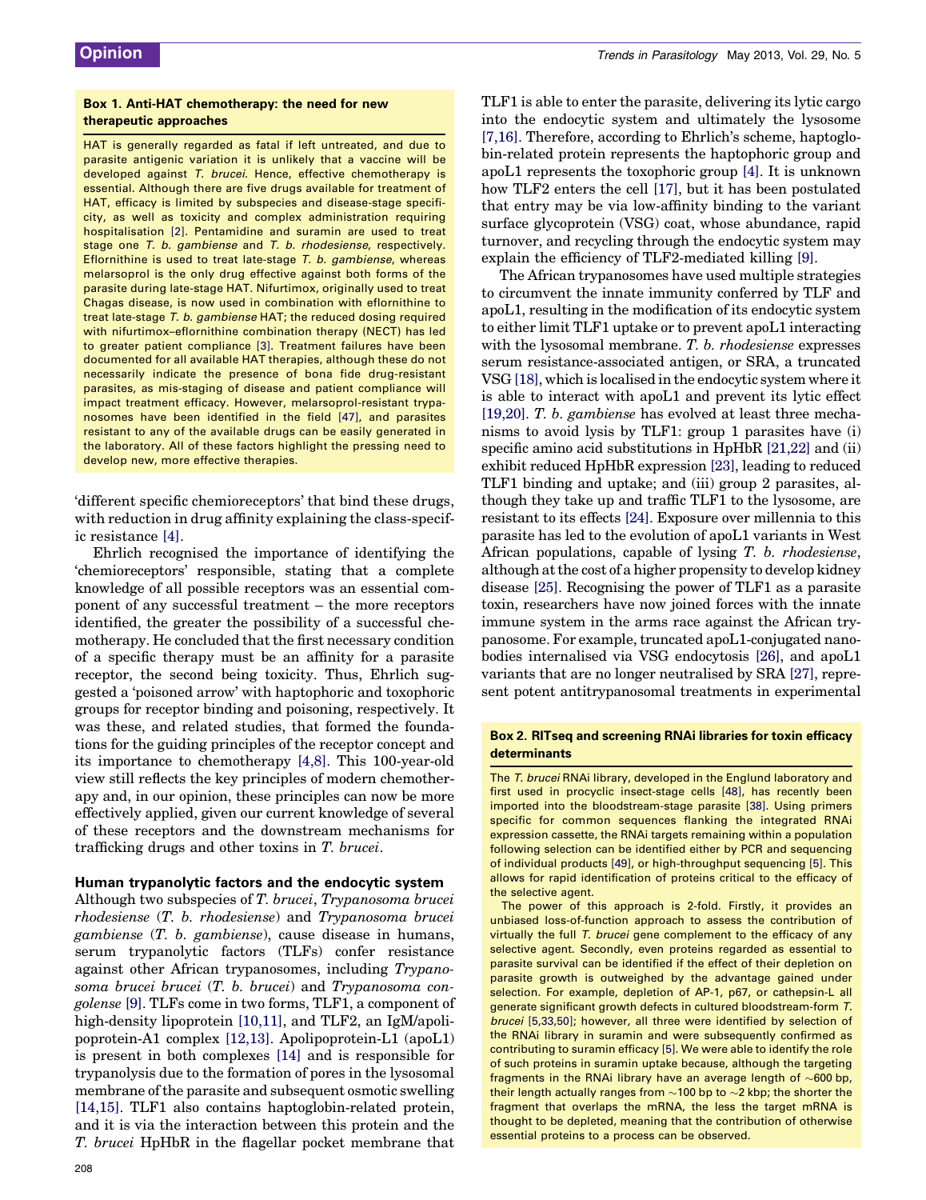**Box 1. Anti-HAT chemotherapy: the need for new therapeutic approaches**

HAT is generally regarded as fatal if left untreated, and due to parasite antigenic variation it is unlikely that a vaccine will be developed against *T. brucei*. Hence, effective chemotherapy is essential. Although there are five drugs available for treatment of HAT, efficacy is limited by subspecies and disease-stage specificity, as well as toxicity and complex administration requiring hospitalisation [2]. Pentamidine and suramin are used to treat stage one *T. b. gambiense* and *T. b. rhodesiense*, respectively. Eflornithine is used to treat late-stage *T. b. gambiense*, whereas melarsoprol is the only drug effective against both forms of the parasite during late-stage HAT. Nifurtimox, originally used to treat Chagas disease, is now used in combination with eflornithine to treat late-stage *T. b. gambiense* HAT; the reduced dosing required with nifurtimox–eflornithine combination therapy (NECT) has led to greater patient compliance [3]. Treatment failures have been documented for all available HAT therapies, although these do not necessarily indicate the presence of bona fide drug-resistant parasites, as mis-staging of disease and patient compliance will impact treatment efficacy. However, melarsoprol-resistant trypanosomes have been identified in the field [47], and parasites resistant to any of the available drugs can be easily generated in the laboratory. All of these factors highlight the pressing need to develop new, more effective therapies.

'different specific chemioreceptors' that bind these drugs, with reduction in drug affinity explaining the class-specific resistance [4].

Ehrlich recognised the importance of identifying the 'chemioreceptors' responsible, stating that a complete knowledge of all possible receptors was an essential component of any successful treatment – the more receptors identified, the greater the possibility of a successful chemotherapy. He concluded that the first necessary condition of a specific therapy must be an affinity for a parasite receptor, the second being toxicity. Thus, Ehrlich suggested a 'poisoned arrow' with haptophoric and toxophoric groups for receptor binding and poisoning, respectively. It was these, and related studies, that formed the foundations for the guiding principles of the receptor concept and its importance to chemotherapy [4,8]. This 100-year-old view still reflects the key principles of modern chemotherapy and, in our opinion, these principles can now be more effectively applied, given our current knowledge of several of these receptors and the downstream mechanisms for trafficking drugs and other toxins in *T. brucei*.

## Human trypanolytic factors and the endocytic system

Although two subspecies of *T. brucei*, *Trypanosoma brucei rhodesiense* (*T. b. rhodesiense*) and *Trypanosoma brucei gambiense* (*T. b. gambiense*), cause disease in humans, serum trypanolytic factors (TLFs) confer resistance against other African trypanosomes, including *Trypanosoma brucei brucei* (*T. b. brucei*) and *Trypanosoma congolense* [9]. TLFs come in two forms, TLF1, a component of high-density lipoprotein [10,11], and TLF2, an IgM/apolipoprotein-A1 complex [12,13]. Apolipoprotein-L1 (apoL1) is present in both complexes [14] and is responsible for trypanolysis due to the formation of pores in the lysosomal membrane of the parasite and subsequent osmotic swelling [14,15]. TLF1 also contains haptoglobin-related protein, and it is via the interaction between this protein and the *T. brucei* HpHbR in the flagellar pocket membrane that TLF1 is able to enter the parasite, delivering its lytic cargo into the endocytic system and ultimately the lysosome [7,16]. Therefore, according to Ehrlich's scheme, haptoglobin-related protein represents the haptophoric group and apoL1 represents the toxophoric group [4]. It is unknown how TLF2 enters the cell [17], but it has been postulated that entry may be via low-affinity binding to the variant surface glycoprotein (VSG) coat, whose abundance, rapid turnover, and recycling through the endocytic system may explain the efficiency of TLF2-mediated killing [9].

The African trypanosomes have used multiple strategies to circumvent the innate immunity conferred by TLF and apoL1, resulting in the modification of its endocytic system to either limit TLF1 uptake or to prevent apoL1 interacting with the lysosomal membrane. *T. b. rhodesiense* expresses serum resistance-associated antigen, or SRA, a truncated VSG [18], which is localised in the endocytic system where it is able to interact with apoL1 and prevent its lytic effect [19,20]. *T. b. gambiense* has evolved at least three mechanisms to avoid lysis by TLF1: group 1 parasites have (i) specific amino acid substitutions in HpHbR [21,22] and (ii) exhibit reduced HpHbR expression [23], leading to reduced TLF1 binding and uptake; and (iii) group 2 parasites, although they take up and traffic TLF1 to the lysosome, are resistant to its effects [24]. Exposure over millennia to this parasite has led to the evolution of apoL1 variants in West African populations, capable of lysing *T. b. rhodesiense*, although at the cost of a higher propensity to develop kidney disease [25]. Recognising the power of TLF1 as a parasite toxin, researchers have now joined forces with the innate immune system in the arms race against the African trypanosome. For example, truncated apoL1-conjugated nanobodies internalised via VSG endocytosis [26], and apoL1 variants that are no longer neutralised by SRA [27], represent potent antitrypanosomal treatments in experimental

**Box 2. RITseq and screening RNAi libraries for toxin efficacy determinants**

The *T. brucei* RNAi library, developed in the Englund laboratory and first used in procyclic insect-stage cells [48], has recently been imported into the bloodstream-stage parasite [38]. Using primers specific for common sequences flanking the integrated RNAi expression cassette, the RNAi targets remaining within a population following selection can be identified either by PCR and sequencing of individual products [49], or high-throughput sequencing [5]. This allows for rapid identification of proteins critical to the efficacy of the selective agent.

The power of this approach is 2-fold. Firstly, it provides an unbiased loss-of-function approach to assess the contribution of virtually the full *T. brucei* gene complement to the efficacy of any selective agent. Secondly, even proteins regarded as essential to parasite survival can be identified if the effect of their depletion on parasite growth is outweighed by the advantage gained under selection. For example, depletion of AP-1, p67, or cathepsin-L all generate significant growth defects in cultured bloodstream-form *T. brucei* [5,33,50]; however, all three were identified by selection of the RNAi library in suramin and were subsequently confirmed as contributing to suramin efficacy [5]. We were able to identify the role of such proteins in suramin uptake because, although the targeting fragments in the RNAi library have an average length of ~600 bp, their length actually ranges from ~100 bp to ~2 kbp; the shorter the fragment that overlaps the mRNA, the less the target mRNA is thought to be depleted, meaning that the contribution of otherwise essential proteins to a process can be observed.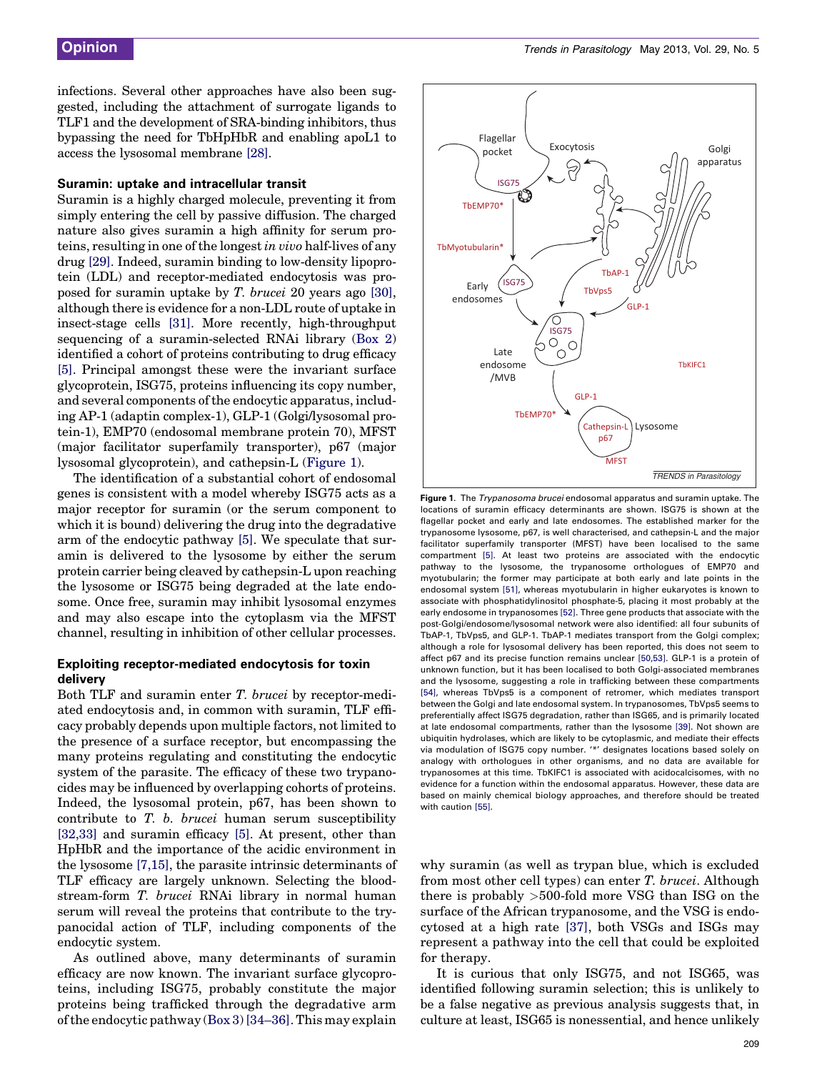infections. Several other approaches have also been suggested, including the attachment of surrogate ligands to TLF1 and the development of SRA-binding inhibitors, thus bypassing the need for TbHpHbR and enabling apoL1 to access the lysosomal membrane [28].

### Suramin: uptake and intracellular transit

Suramin is a highly charged molecule, preventing it from simply entering the cell by passive diffusion. The charged nature also gives suramin a high affinity for serum proteins, resulting in one of the longest *in vivo* half-lives of any drug [29]. Indeed, suramin binding to low-density lipoprotein (LDL) and receptor-mediated endocytosis was proposed for suramin uptake by *T. brucei* 20 years ago [30], although there is evidence for a non-LDL route of uptake in insect-stage cells [31]. More recently, high-throughput sequencing of a suramin-selected RNAi library (Box 2) identified a cohort of proteins contributing to drug efficacy [5]. Principal amongst these were the invariant surface glycoprotein, ISG75, proteins influencing its copy number, and several components of the endocytic apparatus, including AP-1 (adaptin complex-1), GLP-1 (Golgi/lysosomal protein-1), EMP70 (endosomal membrane protein 70), MFST (major facilitator superfamily transporter), p67 (major lysosomal glycoprotein), and cathepsin-L (Figure 1).

The identification of a substantial cohort of endosomal genes is consistent with a model whereby ISG75 acts as a major receptor for suramin (or the serum component to which it is bound) delivering the drug into the degradative arm of the endocytic pathway [5]. We speculate that suramin is delivered to the lysosome by either the serum protein carrier being cleaved by cathepsin-L upon reaching the lysosome or ISG75 being degraded at the late endosome. Once free, suramin may inhibit lysosomal enzymes and may also escape into the cytoplasm via the MFST channel, resulting in inhibition of other cellular processes.

### Exploiting receptor-mediated endocytosis for toxin delivery

Both TLF and suramin enter *T. brucei* by receptor-mediated endocytosis and, in common with suramin, TLF efficacy probably depends upon multiple factors, not limited to the presence of a surface receptor, but encompassing the many proteins regulating and constituting the endocytic system of the parasite. The efficacy of these two trypanocides may be influenced by overlapping cohorts of proteins. Indeed, the lysosomal protein, p67, has been shown to contribute to *T. b. brucei* human serum susceptibility [32,33] and suramin efficacy [5]. At present, other than HpHbR and the importance of the acidic environment in the lysosome [7,15], the parasite intrinsic determinants of TLF efficacy are largely unknown. Selecting the bloodstream-form *T. brucei* RNAi library in normal human serum will reveal the proteins that contribute to the trypanocidal action of TLF, including components of the endocytic system.

As outlined above, many determinants of suramin efficacy are now known. The invariant surface glycoproteins, including ISG75, probably constitute the major proteins being trafficked through the degradative arm of the endocytic pathway (Box 3) [34–36]. This may explain why suramin (as well as trypan blue, which is excluded from most other cell types) can enter *T. brucei*. Although there is probably >500-fold more VSG than ISG on the surface of the African trypanosome, and the VSG is endocytosed at a high rate [37], both VSGs and ISGs may represent a pathway into the cell that could be exploited for therapy.

It is curious that only ISG75, and not ISG65, was identified following suramin selection; this is unlikely to be a false negative as previous analysis suggests that, in culture at least, ISG65 is nonessential, and hence unlikely

**Figure 1.** The *Trypanosoma brucei* endosomal apparatus and suramin uptake. The locations of suramin efficacy determinants are shown. ISG75 is shown at the flagellar pocket and early and late endosomes. The established marker for the trypanosome lysosome, p67, is well characterised, and cathepsin-L and the major facilitator superfamily transporter (MFST) have been localised to the same compartment [5]. At least two proteins are associated with the endocytic pathway to the lysosome, the trypanosome orthologues of EMP70 and myotubularin; the former may participate at both early and late points in the endosomal system [51], whereas myotubularin in higher eukaryotes is known to associate with phosphatidylinositol phosphate-5, placing it most probably at the early endosome in trypanosomes [52]. Three gene products that associate with the post-Golgi/endosome/lysosomal network were also identified: all four subunits of TbAP-1, TbVps5, and GLP-1. TbAP-1 mediates transport from the Golgi complex; although a role for lysosomal delivery has been reported, this does not seem to affect p67 and its precise function remains unclear [50,53]. GLP-1 is a protein of unknown function, but it has been localised to both Golgi-associated membranes and the lysosome, suggesting a role in trafficking between these compartments [54], whereas TbVps5 is a component of retromer, which mediates transport between the Golgi and late endosomal system. In trypanosomes, TbVps5 seems to preferentially affect ISG75 degradation, rather than ISG65, and is primarily located at late endosomal compartments, rather than the lysosome [39]. Not shown are ubiquitin hydrolases, which are likely to be cytoplasmic, and mediate their effects via modulation of ISG75 copy number. '*' designates locations based solely on analogy with orthologues in other organisms, and no data are available for trypanosomes at this time. TbKIFC1 is associated with acidocalcisomes, with no evidence for a function within the endosomal apparatus. However, these data are based on mainly chemical biology approaches, and therefore should be treated with caution [55].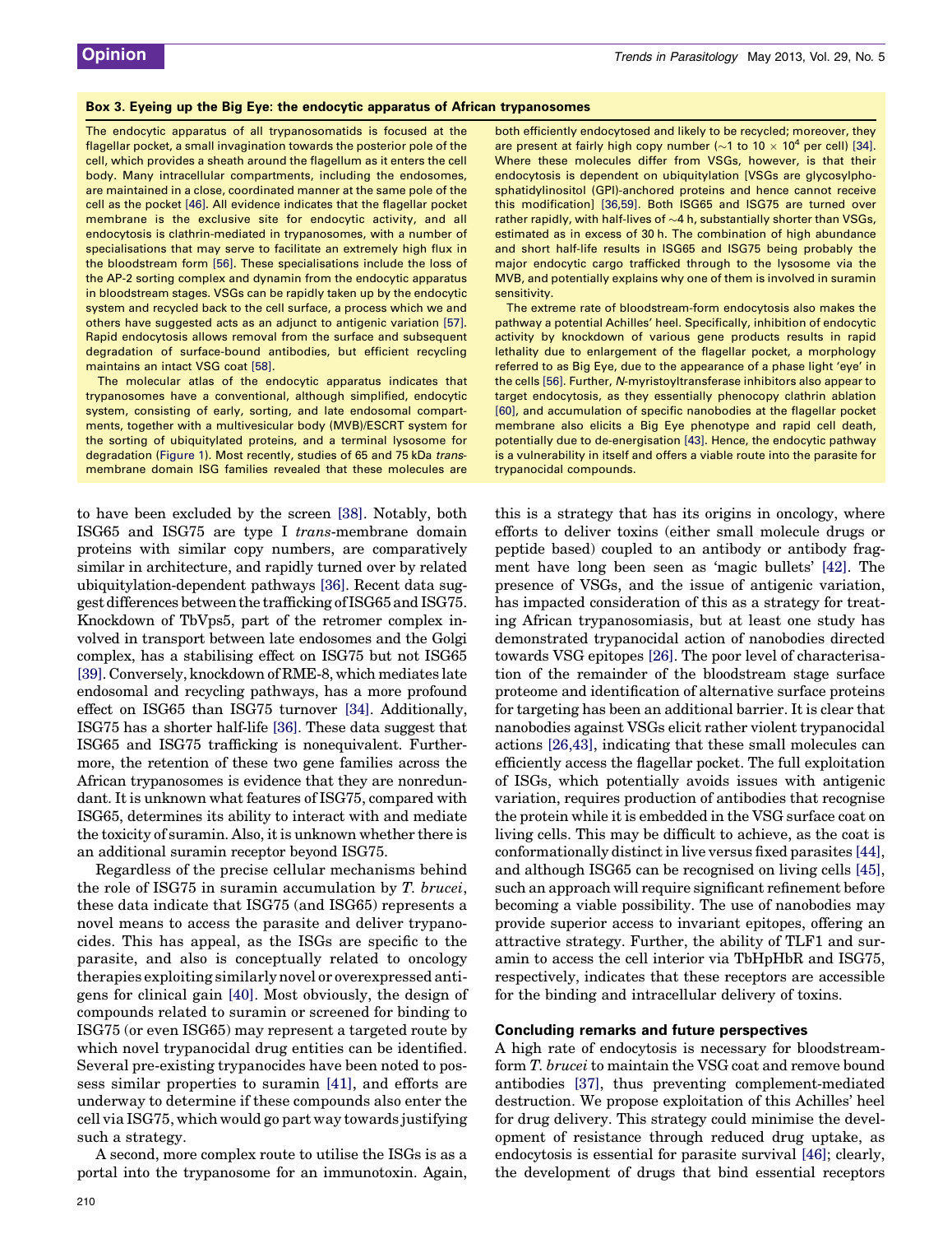### Box 3. Eyeing up the Big Eye: the endocytic apparatus of African trypanosomes

The endocytic apparatus of all trypanosomatids is focused at the flagellar pocket, a small invagination towards the posterior pole of the cell, which provides a sheath around the flagellum as it enters the cell body. Many intracellular compartments, including the endosomes, are maintained in a close, coordinated manner at the same pole of the cell as the pocket [46]. All evidence indicates that the flagellar pocket membrane is the exclusive site for endocytic activity, and all endocytosis is clathrin-mediated in trypanosomes, with a number of specialisations that may serve to facilitate an extremely high flux in the bloodstream form [56]. These specialisations include the loss of the AP-2 sorting complex and dynamin from the endocytic apparatus in bloodstream stages. VSGs can be rapidly taken up by the endocytic system and recycled back to the cell surface, a process which we and others have suggested acts as an adjunct to antigenic variation [57]. Rapid endocytosis allows removal from the surface and subsequent degradation of surface-bound antibodies, but efficient recycling maintains an intact VSG coat [58].

The molecular atlas of the endocytic apparatus indicates that trypanosomes have a conventional, although simplified, endocytic system, consisting of early, sorting, and late endosomal compartments, together with a multivesicular body (MVB)/ESCRT system for the sorting of ubiquitylated proteins, and a terminal lysosome for degradation (Figure 1). Most recently, studies of 65 and 75 kDa *trans*-membrane domain ISG families revealed that these molecules are both efficiently endocytosed and likely to be recycled; moreover, they are present at fairly high copy number (~1 to 10 × $10^4$ per cell) [34]. Where these molecules differ from VSGs, however, is that their endocytosis is dependent on ubiquitylation [VSGs are glycosylphosphatidylinositol (GPI)-anchored proteins and hence cannot receive this modification] [36,59]. Both ISG65 and ISG75 are turned over rather rapidly, with half-lives of ~4 h, substantially shorter than VSGs, estimated as in excess of 30 h. The combination of high abundance and short half-life results in ISG65 and ISG75 being probably the major endocytic cargo trafficked through to the lysosome via the MVB, and potentially explains why one of them is involved in suramin sensitivity.

The extreme rate of bloodstream-form endocytosis also makes the pathway a potential Achilles' heel. Specifically, inhibition of endocytic activity by knockdown of various gene products results in rapid lethality due to enlargement of the flagellar pocket, a morphology referred to as Big Eye, due to the appearance of a phase light 'eye' in the cells [56]. Further, *N*-myristoyltransferase inhibitors also appear to target endocytosis, as they essentially phenocopy clathrin ablation [60], and accumulation of specific nanobodies at the flagellar pocket membrane also elicits a Big Eye phenotype and rapid cell death, potentially due to de-energisation [43]. Hence, the endocytic pathway is a vulnerability in itself and offers a viable route into the parasite for trypanocidal compounds.

to have been excluded by the screen [38]. Notably, both ISG65 and ISG75 are type I *trans*-membrane domain proteins with similar copy numbers, are comparatively similar in architecture, and rapidly turned over by related ubiquitylation-dependent pathways [36]. Recent data suggest differences between the trafficking of ISG65 and ISG75. Knockdown of TbVps5, part of the retromer complex involved in transport between late endosomes and the Golgi complex, has a stabilising effect on ISG75 but not ISG65 [39]. Conversely, knockdown of RME-8, which mediates late endosomal and recycling pathways, has a more profound effect on ISG65 than ISG75 turnover [34]. Additionally, ISG75 has a shorter half-life [36]. These data suggest that ISG65 and ISG75 trafficking is nonequivalent. Furthermore, the retention of these two gene families across the African trypanosomes is evidence that they are nonredundant. It is unknown what features of ISG75, compared with ISG65, determines its ability to interact with and mediate the toxicity of suramin. Also, it is unknown whether there is an additional suramin receptor beyond ISG75.

Regardless of the precise cellular mechanisms behind the role of ISG75 in suramin accumulation by *T. brucei*, these data indicate that ISG75 (and ISG65) represents a novel means to access the parasite and deliver trypanocides. This has appeal, as the ISGs are specific to the parasite, and also is conceptually related to oncology therapies exploiting similarly novel or overexpressed antigens for clinical gain [40]. Most obviously, the design of compounds related to suramin or screened for binding to ISG75 (or even ISG65) may represent a targeted route by which novel trypanocidal drug entities can be identified. Several pre-existing trypanocides have been noted to possess similar properties to suramin [41], and efforts are underway to determine if these compounds also enter the cell via ISG75, which would go part way towards justifying such a strategy.

A second, more complex route to utilise the ISGs is as a portal into the trypanosome for an immunotoxin. Again, this is a strategy that has its origins in oncology, where efforts to deliver toxins (either small molecule drugs or peptide based) coupled to an antibody or antibody fragment have long been seen as 'magic bullets' [42]. The presence of VSGs, and the issue of antigenic variation, has impacted consideration of this as a strategy for treating African trypanosomiasis, but at least one study has demonstrated trypanocidal action of nanobodies directed towards VSG epitopes [26]. The poor level of characterisation of the remainder of the bloodstream stage surface proteome and identification of alternative surface proteins for targeting has been an additional barrier. It is clear that nanobodies against VSGs elicit rather violent trypanocidal actions [26,43], indicating that these small molecules can efficiently access the flagellar pocket. The full exploitation of ISGs, which potentially avoids issues with antigenic variation, requires production of antibodies that recognise the protein while it is embedded in the VSG surface coat on living cells. This may be difficult to achieve, as the coat is conformationally distinct in live versus fixed parasites [44], and although ISG65 can be recognised on living cells [45], such an approach will require significant refinement before becoming a viable possibility. The use of nanobodies may provide superior access to invariant epitopes, offering an attractive strategy. Further, the ability of TLF1 and suramin to access the cell interior via TbHpHbR and ISG75, respectively, indicates that these receptors are accessible for the binding and intracellular delivery of toxins.

## Concluding remarks and future perspectives

A high rate of endocytosis is necessary for bloodstream-form *T. brucei* to maintain the VSG coat and remove bound antibodies [37], thus preventing complement-mediated destruction. We propose exploitation of this Achilles' heel for drug delivery. This strategy could minimise the development of resistance through reduced drug uptake, as endocytosis is essential for parasite survival [46]; clearly, the development of drugs that bind essential receptors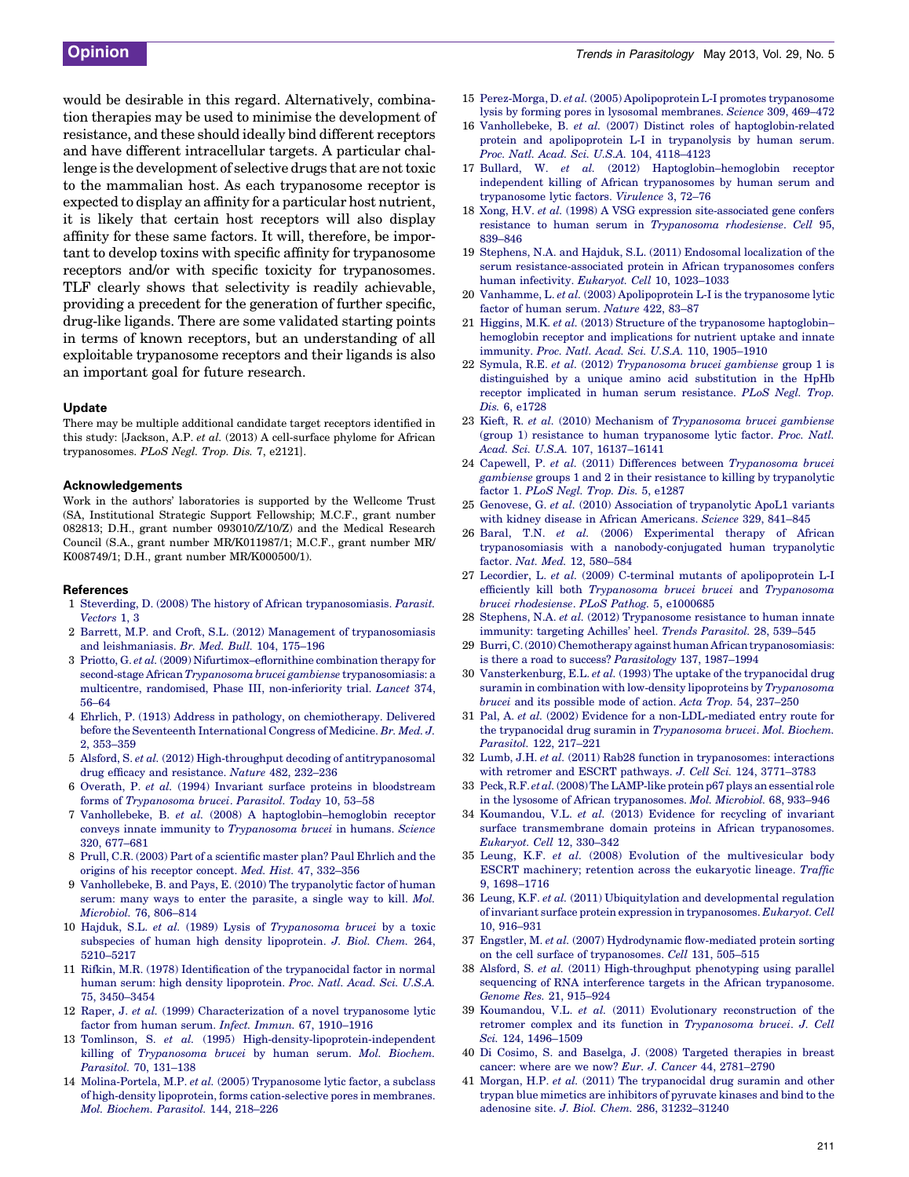would be desirable in this regard. Alternatively, combination therapies may be used to minimise the development of resistance, and these should ideally bind different receptors and have different intracellular targets. A particular challenge is the development of selective drugs that are not toxic to the mammalian host. As each trypanosome receptor is expected to display an affinity for a particular host nutrient, it is likely that certain host receptors will also display affinity for these same factors. It will, therefore, be important to develop toxins with specific affinity for trypanosome receptors and/or with specific toxicity for trypanosomes. TLF clearly shows that selectivity is readily achievable, providing a precedent for the generation of further specific, drug-like ligands. There are some validated starting points in terms of known receptors, but an understanding of all exploitable trypanosome receptors and their ligands is also an important goal for future research.

### Update

There may be multiple additional candidate target receptors identified in this study: [Jackson, A.P. *et al.* (2013) A cell-surface phylome for African trypanosomes. *PLoS Negl. Trop. Dis.* 7, e2121].

### Acknowledgements

Work in the authors' laboratories is supported by the Wellcome Trust (SA, Institutional Strategic Support Fellowship; M.C.F., grant number 082813; D.H., grant number 093010/Z/10/Z) and the Medical Research Council (S.A., grant number MR/K011987/1; M.C.F., grant number MR/K008749/1; D.H., grant number MR/K000500/1).

### References

1. Steverding, D. (2008) The history of African trypanosomiasis. *Parasit. Vectors* 1, 3
2. Barrett, M.P. and Croft, S.L. (2012) Management of trypanosomiasis and leishmaniasis. *Br. Med. Bull.* 104, 175–196
3. Priotto, G. *et al.* (2009) Nifurtimox–eflornithine combination therapy for second-stage African *Trypanosoma brucei gambiense* trypanosomiasis: a multicentre, randomised, Phase III, non-inferiority trial. *Lancet* 374, 56–64
4. Ehrlich, P. (1913) Address in pathology, on chemiotherapy. Delivered before the Seventeenth International Congress of Medicine. *Br. Med. J.* 2, 353–359
5. Alsford, S. *et al.* (2012) High-throughput decoding of antitrypanosomal drug efficacy and resistance. *Nature* 482, 232–236
6. Overath, P. *et al.* (1994) Invariant surface proteins in bloodstream forms of *Trypanosoma brucei*. *Parasitol. Today* 10, 53–58
7. Vanhollebeke, B. *et al.* (2008) A haptoglobin–hemoglobin receptor conveys innate immunity to *Trypanosoma brucei* in humans. *Science* 320, 677–681
8. Prull, C.R. (2003) Part of a scientific master plan? Paul Ehrlich and the origins of his receptor concept. *Med. Hist.* 47, 332–356
9. Vanhollebeke, B. and Pays, E. (2010) The trypanolytic factor of human serum: many ways to enter the parasite, a single way to kill. *Mol. Microbiol.* 76, 806–814
10. Hajduk, S.L. *et al.* (1989) Lysis of *Trypanosoma brucei* by a toxic subspecies of human high density lipoprotein. *J. Biol. Chem.* 264, 5210–5217
11. Rifkin, M.R. (1978) Identification of the trypanocidal factor in normal human serum: high density lipoprotein. *Proc. Natl. Acad. Sci. U.S.A.* 75, 3450–3454
12. Raper, J. *et al.* (1999) Characterization of a novel trypanosome lytic factor from human serum. *Infect. Immun.* 67, 1910–1916
13. Tomlinson, S. *et al.* (1995) High-density-lipoprotein-independent killing of *Trypanosoma brucei* by human serum. *Mol. Biochem. Parasitol.* 70, 131–138
14. Molina-Portela, M.P. *et al.* (2005) Trypanosome lytic factor, a subclass of high-density lipoprotein, forms cation-selective pores in membranes. *Mol. Biochem. Parasitol.* 144, 218–226
15. Perez-Morga, D. *et al.* (2005) Apolipoprotein L-I promotes trypanosome lysis by forming pores in lysosomal membranes. *Science* 309, 469–472
16. Vanhollebeke, B. *et al.* (2007) Distinct roles of haptoglobin-related protein and apolipoprotein L-I in trypanolysis by human serum. *Proc. Natl. Acad. Sci. U.S.A.* 104, 4118–4123
17. Bullard, W. *et al.* (2012) Haptoglobin–hemoglobin receptor independent killing of African trypanosomes by human serum and trypanosome lytic factors. *Virulence* 3, 72–76
18. Xong, H.V. *et al.* (1998) A VSG expression site-associated gene confers resistance to human serum in *Trypanosoma rhodesiense*. *Cell* 95, 839–846
19. Stephens, N.A. and Hajduk, S.L. (2011) Endosomal localization of the serum resistance-associated protein in African trypanosomes confers human infectivity. *Eukaryot. Cell* 10, 1023–1033
20. Vanhamme, L. *et al.* (2003) Apolipoprotein L-I is the trypanosome lytic factor of human serum. *Nature* 422, 83–87
21. Higgins, M.K. *et al.* (2013) Structure of the trypanosome haptoglobin–hemoglobin receptor and implications for nutrient uptake and innate immunity. *Proc. Natl. Acad. Sci. U.S.A.* 110, 1905–1910
22. Symula, R.E. *et al.* (2012) *Trypanosoma brucei gambiense* group 1 is distinguished by a unique amino acid substitution in the HpHb receptor implicated in human serum resistance. *PLoS Negl. Trop. Dis.* 6, e1728
23. Kieft, R. *et al.* (2010) Mechanism of *Trypanosoma brucei gambiense* (group 1) resistance to human trypanosome lytic factor. *Proc. Natl. Acad. Sci. U.S.A.* 107, 16137–16141
24. Capewell, P. *et al.* (2011) Differences between *Trypanosoma brucei gambiense* groups 1 and 2 in their resistance to killing by trypanolytic factor 1. *PLoS Negl. Trop. Dis.* 5, e1287
25. Genovese, G. *et al.* (2010) Association of trypanolytic ApoL1 variants with kidney disease in African Americans. *Science* 329, 841–845
26. Baral, T.N. *et al.* (2006) Experimental therapy of African trypanosomiasis with a nanobody-conjugated human trypanolytic factor. *Nat. Med.* 12, 580–584
27. Lecordier, L. *et al.* (2009) C-terminal mutants of apolipoprotein L-I efficiently kill both *Trypanosoma brucei brucei* and *Trypanosoma brucei rhodesiense*. *PLoS Pathog.* 5, e1000685
28. Stephens, N.A. *et al.* (2012) Trypanosome resistance to human innate immunity: targeting Achilles' heel. *Trends Parasitol.* 28, 539–545
29. Burri, C. (2010) Chemotherapy against human African trypanosomiasis: is there a road to success? *Parasitology* 137, 1987–1994
30. Vansterkenburg, E.L. *et al.* (1993) The uptake of the trypanocidal drug suramin in combination with low-density lipoproteins by *Trypanosoma brucei* and its possible mode of action. *Acta Trop.* 54, 237–250
31. Pal, A. *et al.* (2002) Evidence for a non-LDL-mediated entry route for the trypanocidal drug suramin in *Trypanosoma brucei*. *Mol. Biochem. Parasitol.* 122, 217–221
32. Lumb, J.H. *et al.* (2011) Rab28 function in trypanosomes: interactions with retromer and ESCRT pathways. *J. Cell Sci.* 124, 3771–3783
33. Peck, R.F. *et al.* (2008) The LAMP-like protein p67 plays an essential role in the lysosome of African trypanosomes. *Mol. Microbiol.* 68, 933–946
34. Koumandou, V.L. *et al.* (2013) Evidence for recycling of invariant surface transmembrane domain proteins in African trypanosomes. *Eukaryot. Cell* 12, 330–342
35. Leung, K.F. *et al.* (2008) Evolution of the multivesicular body ESCRT machinery; retention across the eukaryotic lineage. *Traffic* 9, 1698–1716
36. Leung, K.F. *et al.* (2011) Ubiquitylation and developmental regulation of invariant surface protein expression in trypanosomes. *Eukaryot. Cell* 10, 916–931
37. Engstler, M. *et al.* (2007) Hydrodynamic flow-mediated protein sorting on the cell surface of trypanosomes. *Cell* 131, 505–515
38. Alsford, S. *et al.* (2011) High-throughput phenotyping using parallel sequencing of RNA interference targets in the African trypanosome. *Genome Res.* 21, 915–924
39. Koumandou, V.L. *et al.* (2011) Evolutionary reconstruction of the retromer complex and its function in *Trypanosoma brucei*. *J. Cell Sci.* 124, 1496–1509
40. Di Cosimo, S. and Baselga, J. (2008) Targeted therapies in breast cancer: where are we now? *Eur. J. Cancer* 44, 2781–2790
41. Morgan, H.P. *et al.* (2011) The trypanocidal drug suramin and other trypan blue mimetics are inhibitors of pyruvate kinases and bind to the adenosine site. *J. Biol. Chem.* 286, 31232–31240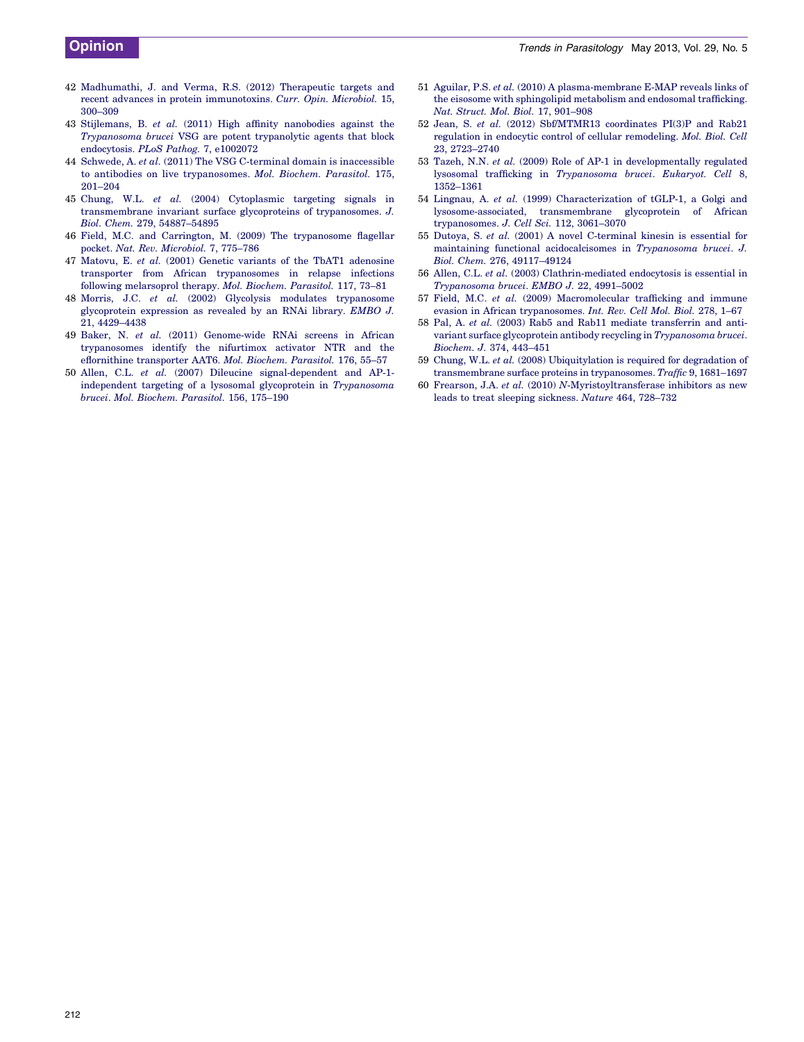42 Madhumathi, J. and Verma, R.S. (2012) Therapeutic targets and recent advances in protein immunotoxins. *Curr. Opin. Microbiol.* 15, 300–309

43 Stijlemans, B. *et al.* (2011) High affinity nanobodies against the *Trypanosoma brucei* VSG are potent trypanolytic agents that block endocytosis. *PLoS Pathog.* 7, e1002072

44 Schwede, A. *et al.* (2011) The VSG C-terminal domain is inaccessible to antibodies on live trypanosomes. *Mol. Biochem. Parasitol.* 175, 201–204

45 Chung, W.L. *et al.* (2004) Cytoplasmic targeting signals in transmembrane invariant surface glycoproteins of trypanosomes. *J. Biol. Chem.* 279, 54887–54895

46 Field, M.C. and Carrington, M. (2009) The trypanosome flagellar pocket. *Nat. Rev. Microbiol.* 7, 775–786

47 Matovu, E. *et al.* (2001) Genetic variants of the TbAT1 adenosine transporter from African trypanosomes in relapse infections following melarsoprol therapy. *Mol. Biochem. Parasitol.* 117, 73–81

48 Morris, J.C. *et al.* (2002) Glycolysis modulates trypanosome glycoprotein expression as revealed by an RNAi library. *EMBO J.* 21, 4429–4438

49 Baker, N. *et al.* (2011) Genome-wide RNAi screens in African trypanosomes identify the nifurtimox activator NTR and the eflornithine transporter AAT6. *Mol. Biochem. Parasitol.* 176, 55–57

50 Allen, C.L. *et al.* (2007) Dileucine signal-dependent and AP-1-independent targeting of a lysosomal glycoprotein in *Trypanosoma brucei*. *Mol. Biochem. Parasitol.* 156, 175–190

51 Aguilar, P.S. *et al.* (2010) A plasma-membrane E-MAP reveals links of the eisosome with sphingolipid metabolism and endosomal trafficking. *Nat. Struct. Mol. Biol.* 17, 901–908

52 Jean, S. *et al.* (2012) Sbf/MTMR13 coordinates PI(3)P and Rab21 regulation in endocytic control of cellular remodeling. *Mol. Biol. Cell* 23, 2723–2740

53 Tazeh, N.N. *et al.* (2009) Role of AP-1 in developmentally regulated lysosomal trafficking in *Trypanosoma brucei*. *Eukaryot. Cell* 8, 1352–1361

54 Lingnau, A. *et al.* (1999) Characterization of tGLP-1, a Golgi and lysosome-associated, transmembrane glycoprotein of African trypanosomes. *J. Cell Sci.* 112, 3061–3070

55 Dutoya, S. *et al.* (2001) A novel C-terminal kinesin is essential for maintaining functional acidocalcisomes in *Trypanosoma brucei*. *J. Biol. Chem.* 276, 49117–49124

56 Allen, C.L. *et al.* (2003) Clathrin-mediated endocytosis is essential in *Trypanosoma brucei*. *EMBO J.* 22, 4991–5002

57 Field, M.C. *et al.* (2009) Macromolecular trafficking and immune evasion in African trypanosomes. *Int. Rev. Cell Mol. Biol.* 278, 1–67

58 Pal, A. *et al.* (2003) Rab5 and Rab11 mediate transferrin and anti-variant surface glycoprotein antibody recycling in *Trypanosoma brucei*. *Biochem. J.* 374, 443–451

59 Chung, W.L. *et al.* (2008) Ubiquitylation is required for degradation of transmembrane surface proteins in trypanosomes. *Traffic* 9, 1681–1697

60 Frearson, J.A. *et al.* (2010) *N*-Myristoyltransferase inhibitors as new leads to treat sleeping sickness. *Nature* 464, 728–732